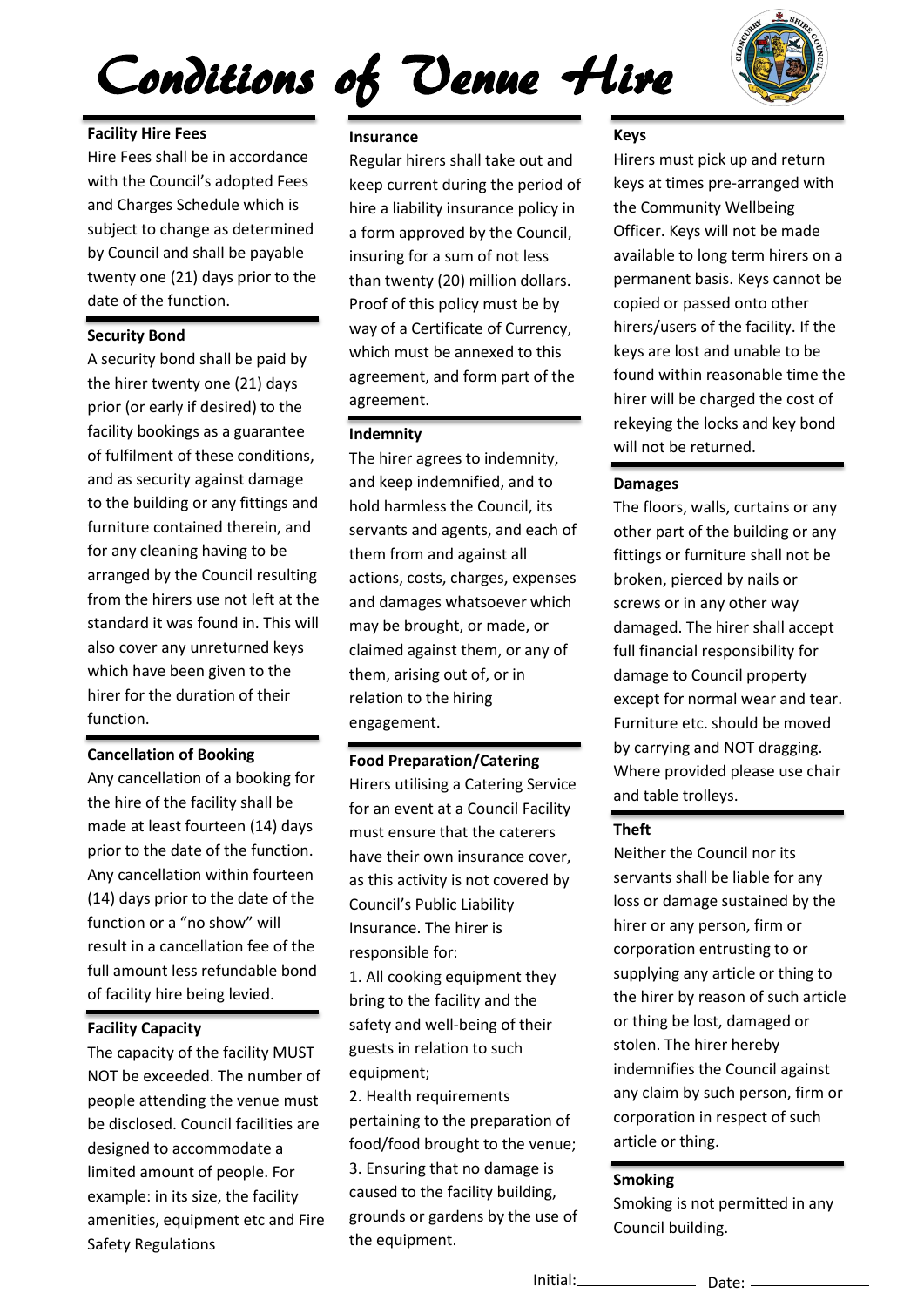# Conditions of Venue Hire

### Facility Hire Fees

Hire Fees shall be in accordance with the Council's adopted Fees and Charges Schedule which is subject to change as determined by Council and shall be payable twenty one (21) days prior to the date of the function.

### Security Bond

A security bond shall be paid by the hirer twenty one (21) days prior (or early if desired) to the facility bookings as a guarantee of fulfilment of these conditions, and as security against damage to the building or any fittings and furniture contained therein, and for any cleaning having to be arranged by the Council resulting from the hirers use not left at the standard it was found in. This will also cover any unreturned keys which have been given to the hirer for the duration of their function.

### Cancellation of Booking

Any cancellation of a booking for the hire of the facility shall be made at least fourteen (14) days prior to the date of the function. Any cancellation within fourteen (14) days prior to the date of the function or a "no show" will result in a cancellation fee of the full amount less refundable bond of facility hire being levied.

### Facility Capacity

The capacity of the facility MUST NOT be exceeded. The number of people attending the venue must be disclosed. Council facilities are designed to accommodate a limited amount of people. For example: in its size, the facility amenities, equipment etc and Fire Safety Regulations

### Insurance

Regular hirers shall take out and keep current during the period of hire a liability insurance policy in a form approved by the Council, insuring for a sum of not less than twenty (20) million dollars. Proof of this policy must be by way of a Certificate of Currency, which must be annexed to this agreement, and form part of the agreement.

### Indemnity

The hirer agrees to indemnity, and keep indemnified, and to hold harmless the Council, its servants and agents, and each of them from and against all actions, costs, charges, expenses and damages whatsoever which may be brought, or made, or claimed against them, or any of them, arising out of, or in relation to the hiring engagement.

### Food Preparation/Catering

Hirers utilising a Catering Service for an event at a Council Facility must ensure that the caterers have their own insurance cover, as this activity is not covered by Council's Public Liability Insurance. The hirer is responsible for:

1. All cooking equipment they bring to the facility and the safety and well-being of their guests in relation to such equipment;
2. Health requirements pertaining to the preparation of food/food brought to the venue;
3. Ensuring that no damage is caused to the facility building, grounds or gardens by the use of the equipment.

### Keys

Hirers must pick up and return keys at times pre-arranged with the Community Wellbeing Officer. Keys will not be made available to long term hirers on a permanent basis. Keys cannot be copied or passed onto other hirers/users of the facility. If the keys are lost and unable to be found within reasonable time the hirer will be charged the cost of rekeying the locks and key bond will not be returned.

### Damages

The floors, walls, curtains or any other part of the building or any fittings or furniture shall not be broken, pierced by nails or screws or in any other way damaged. The hirer shall accept full financial responsibility for damage to Council property except for normal wear and tear. Furniture etc. should be moved by carrying and NOT dragging. Where provided please use chair and table trolleys.

### Theft

Neither the Council nor its servants shall be liable for any loss or damage sustained by the hirer or any person, firm or corporation entrusting to or supplying any article or thing to the hirer by reason of such article or thing be lost, damaged or stolen. The hirer hereby indemnifies the Council against any claim by such person, firm or corporation in respect of such article or thing.

### Smoking

Smoking is not permitted in any Council building.

Initial:______________ Date: ______________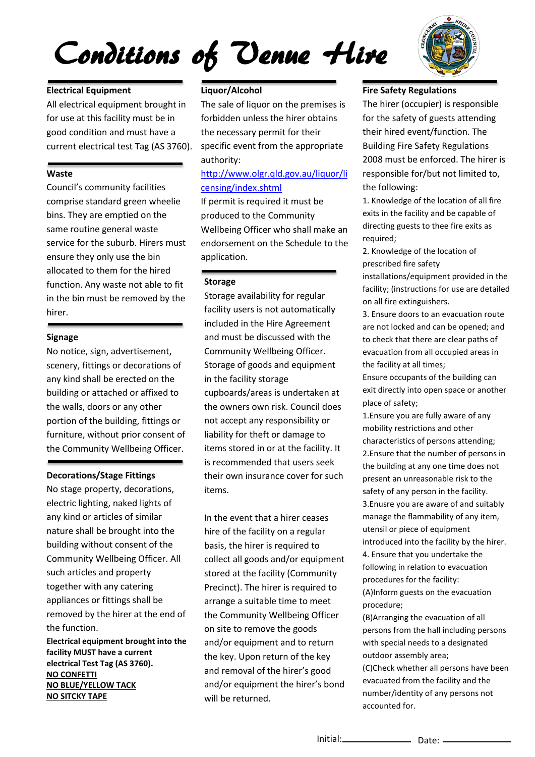# Conditions of Venue Hire

### Electrical Equipment

All electrical equipment brought in for use at this facility must be in good condition and must have a current electrical test Tag (AS 3760).

### Waste

Council's community facilities comprise standard green wheelie bins. They are emptied on the same routine general waste service for the suburb. Hirers must ensure they only use the bin allocated to them for the hired function. Any waste not able to fit in the bin must be removed by the hirer.

### Signage

No notice, sign, advertisement, scenery, fittings or decorations of any kind shall be erected on the building or attached or affixed to the walls, doors or any other portion of the building, fittings or furniture, without prior consent of the Community Wellbeing Officer.

### Decorations/Stage Fittings

No stage property, decorations, electric lighting, naked lights of any kind or articles of similar nature shall be brought into the building without consent of the Community Wellbeing Officer. All such articles and property together with any catering appliances or fittings shall be removed by the hirer at the end of the function.

**Electrical equipment brought into the facility MUST have a current electrical Test Tag (AS 3760).**
**NO CONFETTI**
**NO BLUE/YELLOW TACK**
**NO SITCKY TAPE**

### Liquor/Alcohol

The sale of liquor on the premises is forbidden unless the hirer obtains the necessary permit for their specific event from the appropriate authority: [http://www.olgr.qld.gov.au/liquor/licensing/index.shtml](http://www.olgr.qld.gov.au/liquor/licensing/index.shtml)
If permit is required it must be produced to the Community Wellbeing Officer who shall make an endorsement on the Schedule to the application.

### Storage

Storage availability for regular facility users is not automatically included in the Hire Agreement and must be discussed with the Community Wellbeing Officer. Storage of goods and equipment in the facility storage cupboards/areas is undertaken at the owners own risk. Council does not accept any responsibility or liability for theft or damage to items stored in or at the facility. It is recommended that users seek their own insurance cover for such items.

In the event that a hirer ceases hire of the facility on a regular basis, the hirer is required to collect all goods and/or equipment stored at the facility (Community Precinct). The hirer is required to arrange a suitable time to meet the Community Wellbeing Officer on site to remove the goods and/or equipment and to return the key. Upon return of the key and removal of the hirer's good and/or equipment the hirer's bond will be returned.

### Fire Safety Regulations

The hirer (occupier) is responsible for the safety of guests attending their hired event/function. The Building Fire Safety Regulations 2008 must be enforced. The hirer is responsible for/but not limited to, the following:

1. Knowledge of the location of all fire exits in the facility and be capable of directing guests to thee fire exits as required;
2. Knowledge of the location of prescribed fire safety installations/equipment provided in the facility; (instructions for use are detailed on all fire extinguishers.
3. Ensure doors to an evacuation route are not locked and can be opened; and to check that there are clear paths of evacuation from all occupied areas in the facility at all times;

Ensure occupants of the building can exit directly into open space or another place of safety;

1. Ensure you are fully aware of any mobility restrictions and other characteristics of persons attending;
2. Ensure that the number of persons in the building at any one time does not present an unreasonable risk to the safety of any person in the facility.
3. Enusre you are aware of and suitably manage the flammability of any item, utensil or piece of equipment introduced into the facility by the hirer.
4. Ensure that you undertake the following in relation to evacuation procedures for the facility:

(A)Inform guests on the evacuation procedure;
(B)Arranging the evacuation of all persons from the hall including persons with special needs to a designated outdoor assembly area;
(C)Check whether all persons have been evacuated from the facility and the number/identity of any persons not accounted for.

Initial:\_\_\_\_\_\_\_\_\_\_\_\_ Date: \_\_\_\_\_\_\_\_\_\_\_\_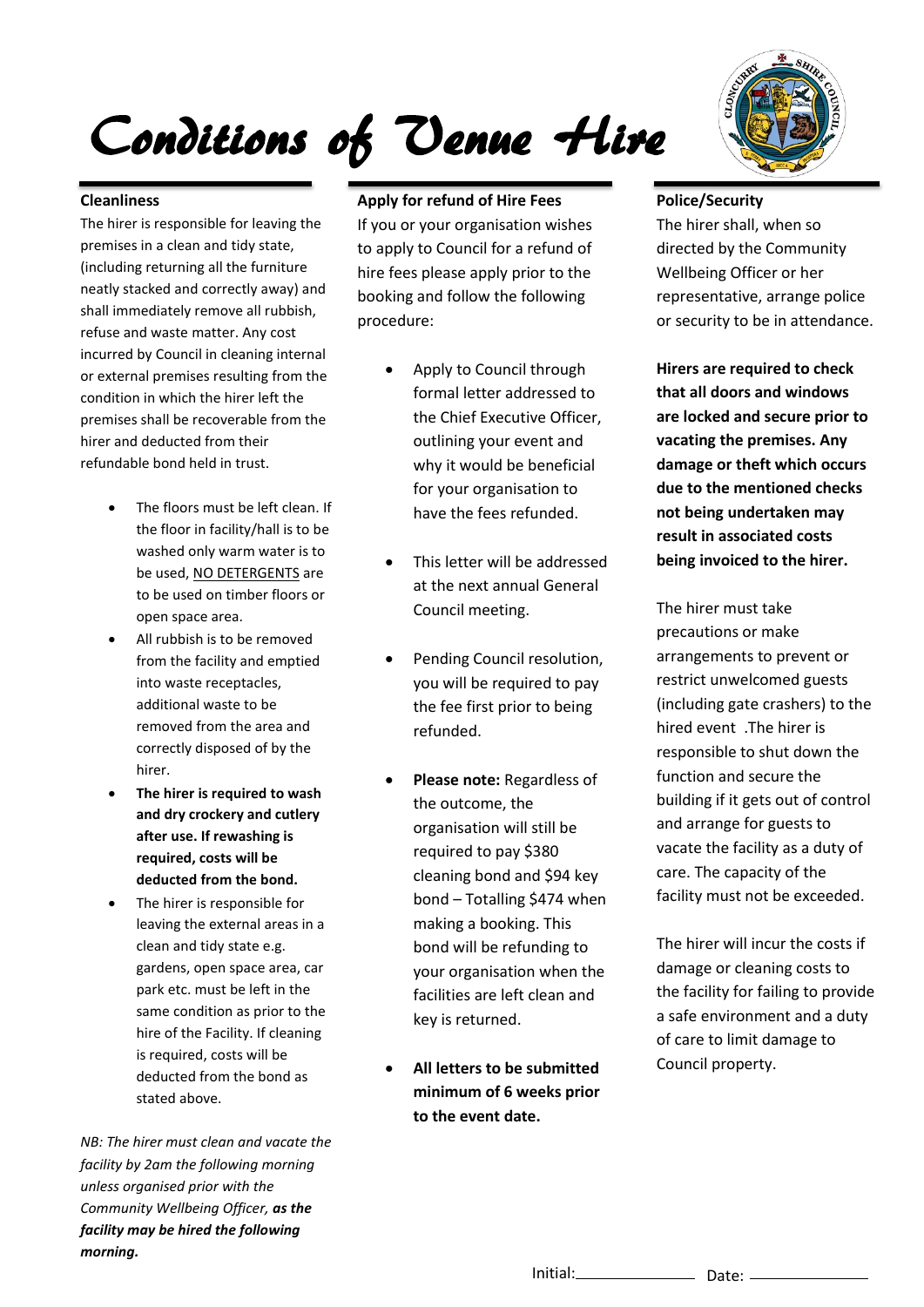# Conditions of Venue Hire

### Cleanliness

The hirer is responsible for leaving the premises in a clean and tidy state, (including returning all the furniture neatly stacked and correctly away) and shall immediately remove all rubbish, refuse and waste matter. Any cost incurred by Council in cleaning internal or external premises resulting from the condition in which the hirer left the premises shall be recoverable from the hirer and deducted from their refundable bond held in trust.

- The floors must be left clean. If the floor in facility/hall is to be washed only warm water is to be used, NO DETERGENTS are to be used on timber floors or open space area.
- All rubbish is to be removed from the facility and emptied into waste receptacles, additional waste to be removed from the area and correctly disposed of by the hirer.
- **The hirer is required to wash and dry crockery and cutlery after use. If rewashing is required, costs will be deducted from the bond.**
- The hirer is responsible for leaving the external areas in a clean and tidy state e.g. gardens, open space area, car park etc. must be left in the same condition as prior to the hire of the Facility. If cleaning is required, costs will be deducted from the bond as stated above.

*NB: The hirer must clean and vacate the facility by 2am the following morning unless organised prior with the Community Wellbeing Officer,* ***as the facility may be hired the following morning.***

### Apply for refund of Hire Fees

If you or your organisation wishes to apply to Council for a refund of hire fees please apply prior to the booking and follow the following procedure:

- Apply to Council through formal letter addressed to the Chief Executive Officer, outlining your event and why it would be beneficial for your organisation to have the fees refunded.
- This letter will be addressed at the next annual General Council meeting.
- Pending Council resolution, you will be required to pay the fee first prior to being refunded.
- **Please note:** Regardless of the outcome, the organisation will still be required to pay $380 cleaning bond and $94 key bond – Totalling $474 when making a booking. This bond will be refunding to your organisation when the facilities are left clean and key is returned.
- **All letters to be submitted minimum of 6 weeks prior to the event date.**

### Police/Security

The hirer shall, when so directed by the Community Wellbeing Officer or her representative, arrange police or security to be in attendance.

**Hirers are required to check that all doors and windows are locked and secure prior to vacating the premises. Any damage or theft which occurs due to the mentioned checks not being undertaken may result in associated costs being invoiced to the hirer.**

The hirer must take precautions or make arrangements to prevent or restrict unwelcomed guests (including gate crashers) to the hired event .The hirer is responsible to shut down the function and secure the building if it gets out of control and arrange for guests to vacate the facility as a duty of care. The capacity of the facility must not be exceeded.

The hirer will incur the costs if damage or cleaning costs to the facility for failing to provide a safe environment and a duty of care to limit damage to Council property.

Initial:_______________ Date: _______________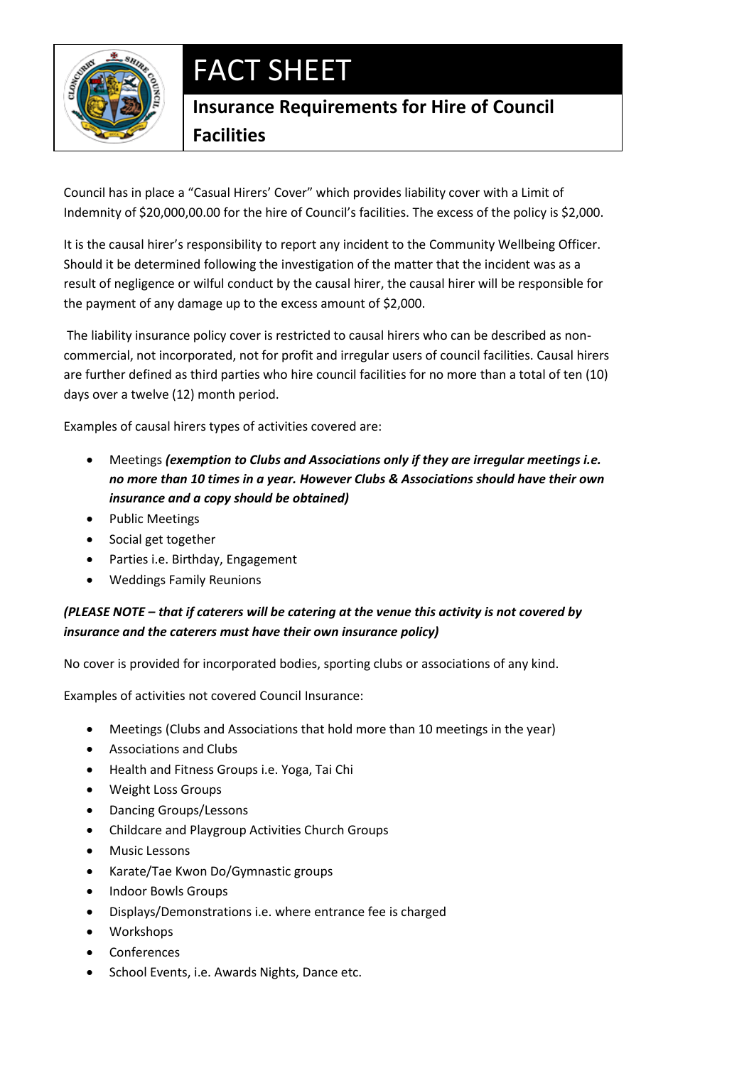# FACT SHEET

## Insurance Requirements for Hire of Council Facilities

Council has in place a "Casual Hirers' Cover" which provides liability cover with a Limit of Indemnity of $20,000,00.00 for the hire of Council's facilities. The excess of the policy is $2,000.

It is the causal hirer's responsibility to report any incident to the Community Wellbeing Officer. Should it be determined following the investigation of the matter that the incident was as a result of negligence or wilful conduct by the causal hirer, the causal hirer will be responsible for the payment of any damage up to the excess amount of $2,000.

The liability insurance policy cover is restricted to causal hirers who can be described as non-commercial, not incorporated, not for profit and irregular users of council facilities. Causal hirers are further defined as third parties who hire council facilities for no more than a total of ten (10) days over a twelve (12) month period.

Examples of causal hirers types of activities covered are:

- Meetings ***(exemption to Clubs and Associations only if they are irregular meetings i.e. no more than 10 times in a year. However Clubs & Associations should have their own insurance and a copy should be obtained)***
- Public Meetings
- Social get together
- Parties i.e. Birthday, Engagement
- Weddings Family Reunions

***(PLEASE NOTE – that if caterers will be catering at the venue this activity is not covered by insurance and the caterers must have their own insurance policy)***

No cover is provided for incorporated bodies, sporting clubs or associations of any kind.

Examples of activities not covered Council Insurance:

- Meetings (Clubs and Associations that hold more than 10 meetings in the year)
- Associations and Clubs
- Health and Fitness Groups i.e. Yoga, Tai Chi
- Weight Loss Groups
- Dancing Groups/Lessons
- Childcare and Playgroup Activities Church Groups
- Music Lessons
- Karate/Tae Kwon Do/Gymnastic groups
- Indoor Bowls Groups
- Displays/Demonstrations i.e. where entrance fee is charged
- Workshops
- Conferences
- School Events, i.e. Awards Nights, Dance etc.